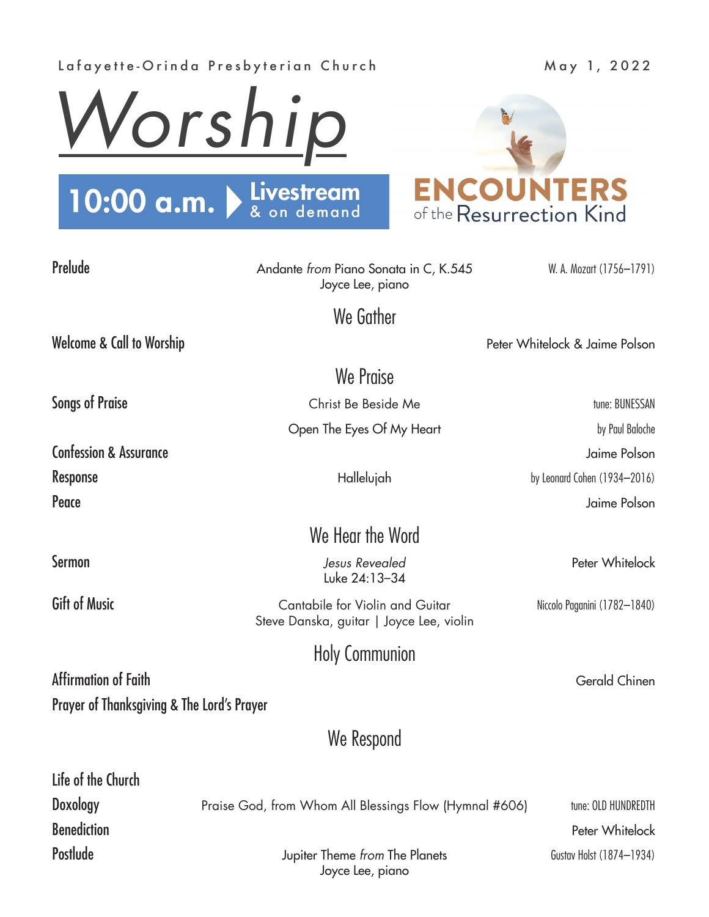Lafayette-Orinda Presbyterian Church

May 1, 2022

# Worship

**10:00 a.m.** Livestream & on demand

ENCOUNTERS of the Resurrection Kind

**Prelude** — Andante *from* Piano Sonata in C, K.545 — W. A. Mozart (1756–1791)
Joyce Lee, piano

## We Gather

**Welcome & Call to Worship** — Peter Whitelock & Jaime Polson

## We Praise

**Songs of Praise** — Christ Be Beside Me — tune: BUNESSAN
Open The Eyes Of My Heart — by Paul Baloche

**Confession & Assurance** — Jaime Polson

**Response** — Hallelujah — by Leonard Cohen (1934–2016)

**Peace** — Jaime Polson

## We Hear the Word

**Sermon** — *Jesus Revealed* — Peter Whitelock
Luke 24:13–34

**Gift of Music** — Cantabile for Violin and Guitar — Niccolo Paganini (1782–1840)
Steve Danska, guitar | Joyce Lee, violin

## Holy Communion

**Affirmation of Faith** — Gerald Chinen

**Prayer of Thanksgiving & The Lord's Prayer**

## We Respond

**Life of the Church**

**Doxology** — Praise God, from Whom All Blessings Flow (Hymnal #606) — tune: OLD HUNDREDTH

**Benediction** — Peter Whitelock

**Postlude** — Jupiter Theme *from* The Planets — Gustav Holst (1874–1934)
Joyce Lee, piano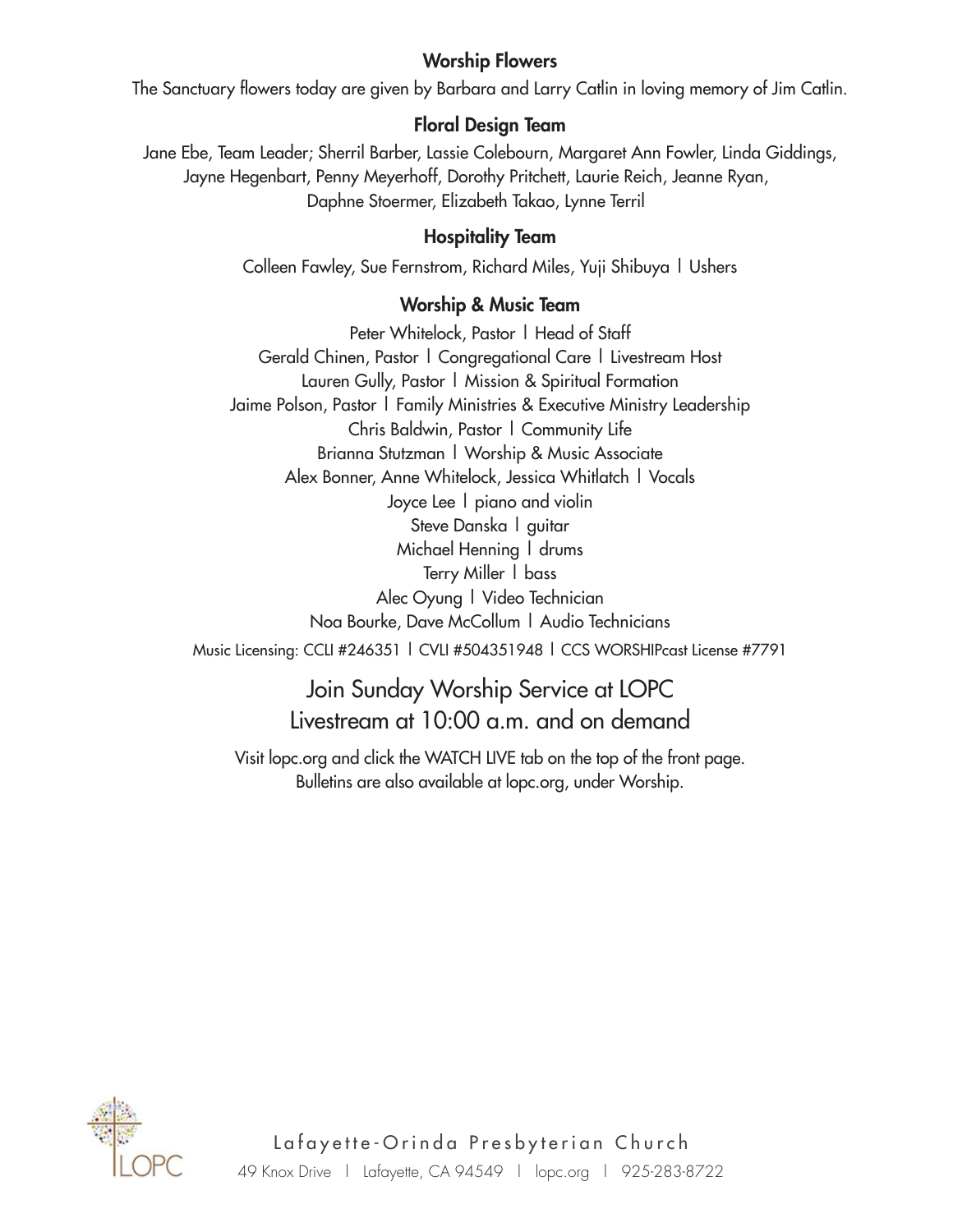### Worship Flowers

The Sanctuary flowers today are given by Barbara and Larry Catlin in loving memory of Jim Catlin.

### Floral Design Team

Jane Ebe, Team Leader; Sherril Barber, Lassie Colebourn, Margaret Ann Fowler, Linda Giddings, Jayne Hegenbart, Penny Meyerhoff, Dorothy Pritchett, Laurie Reich, Jeanne Ryan, Daphne Stoermer, Elizabeth Takao, Lynne Terril

### Hospitality Team

Colleen Fawley, Sue Fernstrom, Richard Miles, Yuji Shibuya | Ushers

### Worship & Music Team

Peter Whitelock, Pastor | Head of Staff
Gerald Chinen, Pastor | Congregational Care | Livestream Host
Lauren Gully, Pastor | Mission & Spiritual Formation
Jaime Polson, Pastor | Family Ministries & Executive Ministry Leadership
Chris Baldwin, Pastor | Community Life
Brianna Stutzman | Worship & Music Associate
Alex Bonner, Anne Whitelock, Jessica Whitlatch | Vocals
Joyce Lee | piano and violin
Steve Danska | guitar
Michael Henning | drums
Terry Miller | bass
Alec Oyung | Video Technician
Noa Bourke, Dave McCollum | Audio Technicians

Music Licensing: CCLI #246351 | CVLI #504351948 | CCS WORSHIPcast License #7791

## Join Sunday Worship Service at LOPC
## Livestream at 10:00 a.m. and on demand

Visit lopc.org and click the WATCH LIVE tab on the top of the front page.
Bulletins are also available at lopc.org, under Worship.

Lafayette-Orinda Presbyterian Church
49 Knox Drive | Lafayette, CA 94549 | lopc.org | 925-283-8722